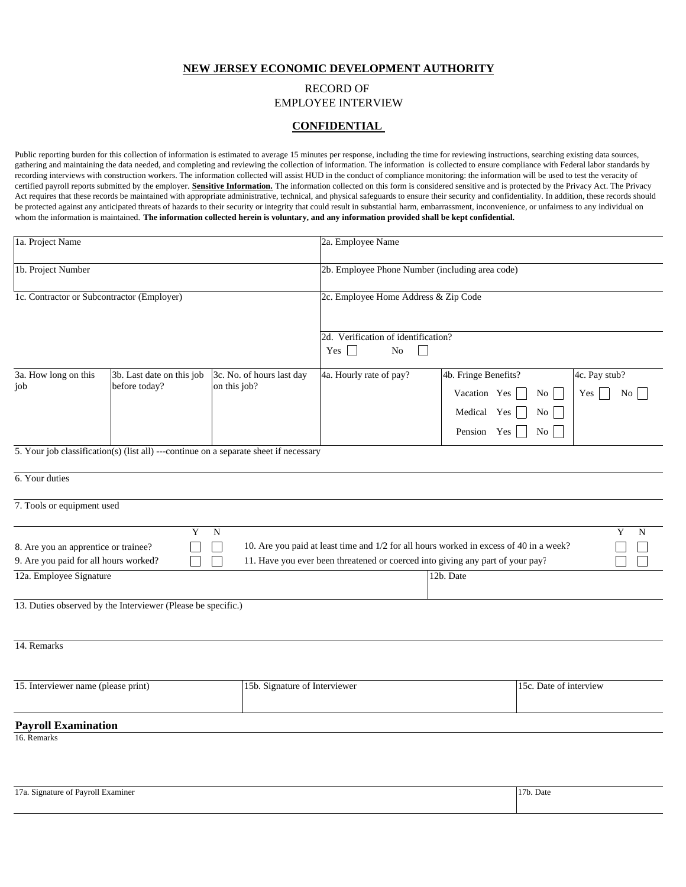# NEW JERSEY ECONOMIC DEVELOPMENT AUTHORITY

RECORD OF
EMPLOYEE INTERVIEW

**CONFIDENTIAL**

Public reporting burden for this collection of information is estimated to average 15 minutes per response, including the time for reviewing instructions, searching existing data sources, gathering and maintaining the data needed, and completing and reviewing the collection of information. The information is collected to ensure compliance with Federal labor standards by recording interviews with construction workers. The information collected will assist HUD in the conduct of compliance monitoring: the information will be used to test the veracity of certified payroll reports submitted by the employer. **Sensitive Information.** The information collected on this form is considered sensitive and is protected by the Privacy Act. The Privacy Act requires that these records be maintained with appropriate administrative, technical, and physical safeguards to ensure their security and confidentiality. In addition, these records should be protected against any anticipated threats of hazards to their security or integrity that could result in substantial harm, embarrassment, inconvenience, or unfairness to any individual on whom the information is maintained. **The information collected herein is voluntary, and any information provided shall be kept confidential.**

| | |
|---|---|
| 1a. Project Name | 2a. Employee Name |
| 1b. Project Number | 2b. Employee Phone Number (including area code) |
| 1c. Contractor or Subcontractor (Employer) | 2c. Employee Home Address & Zip Code |
| | 2d. Verification of identification? Yes ☐ No ☐ |

| 3a. How long on this job | 3b. Last date on this job before today? | 3c. No. of hours last day on this job? | 4a. Hourly rate of pay? | 4b. Fringe Benefits? | 4c. Pay stub? |
|---|---|---|---|---|---|
| | | | | Vacation Yes ☐ No ☐<br>Medical Yes ☐ No ☐<br>Pension Yes ☐ No ☐ | Yes ☐ No ☐ |

5. Your job classification(s) (list all) ---continue on a separate sheet if necessary

6. Your duties

7. Tools or equipment used

| | Y | N | | Y | N |
|---|---|---|---|---|---|
| 8. Are you an apprentice or trainee? | ☐ | ☐ | 10. Are you paid at least time and 1/2 for all hours worked in excess of 40 in a week? | ☐ | ☐ |
| 9. Are you paid for all hours worked? | ☐ | ☐ | 11. Have you ever been threatened or coerced into giving any part of your pay? | ☐ | ☐ |

| 12a. Employee Signature | 12b. Date |
|---|---|
| | |

13. Duties observed by the Interviewer (Please be specific.)

14. Remarks

| 15. Interviewer name (please print) | 15b. Signature of Interviewer | 15c. Date of interview |
|---|---|---|
| | | |

## Payroll Examination

16. Remarks

| 17a. Signature of Payroll Examiner | 17b. Date |
|---|---|
| | |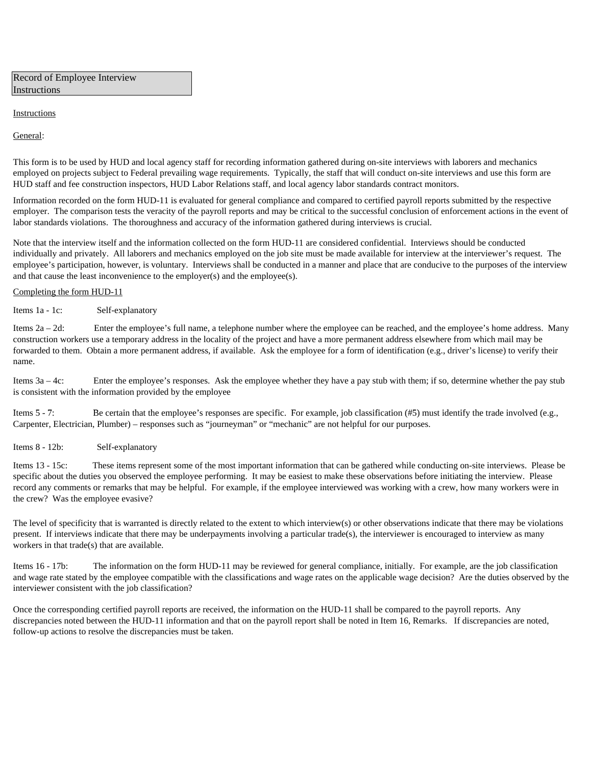# Record of Employee Interview Instructions

## Instructions

### General:

This form is to be used by HUD and local agency staff for recording information gathered during on-site interviews with laborers and mechanics employed on projects subject to Federal prevailing wage requirements. Typically, the staff that will conduct on-site interviews and use this form are HUD staff and fee construction inspectors, HUD Labor Relations staff, and local agency labor standards contract monitors.

Information recorded on the form HUD-11 is evaluated for general compliance and compared to certified payroll reports submitted by the respective employer. The comparison tests the veracity of the payroll reports and may be critical to the successful conclusion of enforcement actions in the event of labor standards violations. The thoroughness and accuracy of the information gathered during interviews is crucial.

Note that the interview itself and the information collected on the form HUD-11 are considered confidential. Interviews should be conducted individually and privately. All laborers and mechanics employed on the job site must be made available for interview at the interviewer's request. The employee's participation, however, is voluntary. Interviews shall be conducted in a manner and place that are conducive to the purposes of the interview and that cause the least inconvenience to the employer(s) and the employee(s).

### Completing the form HUD-11

Items 1a - 1c: Self-explanatory

Items 2a – 2d: Enter the employee's full name, a telephone number where the employee can be reached, and the employee's home address. Many construction workers use a temporary address in the locality of the project and have a more permanent address elsewhere from which mail may be forwarded to them. Obtain a more permanent address, if available. Ask the employee for a form of identification (e.g., driver's license) to verify their name.

Items 3a – 4c: Enter the employee's responses. Ask the employee whether they have a pay stub with them; if so, determine whether the pay stub is consistent with the information provided by the employee

Items 5 - 7: Be certain that the employee's responses are specific. For example, job classification (#5) must identify the trade involved (e.g., Carpenter, Electrician, Plumber) – responses such as "journeyman" or "mechanic" are not helpful for our purposes.

Items 8 - 12b: Self-explanatory

Items 13 - 15c: These items represent some of the most important information that can be gathered while conducting on-site interviews. Please be specific about the duties you observed the employee performing. It may be easiest to make these observations before initiating the interview. Please record any comments or remarks that may be helpful. For example, if the employee interviewed was working with a crew, how many workers were in the crew? Was the employee evasive?

The level of specificity that is warranted is directly related to the extent to which interview(s) or other observations indicate that there may be violations present. If interviews indicate that there may be underpayments involving a particular trade(s), the interviewer is encouraged to interview as many workers in that trade(s) that are available.

Items 16 - 17b: The information on the form HUD-11 may be reviewed for general compliance, initially. For example, are the job classification and wage rate stated by the employee compatible with the classifications and wage rates on the applicable wage decision? Are the duties observed by the interviewer consistent with the job classification?

Once the corresponding certified payroll reports are received, the information on the HUD-11 shall be compared to the payroll reports. Any discrepancies noted between the HUD-11 information and that on the payroll report shall be noted in Item 16, Remarks. If discrepancies are noted, follow-up actions to resolve the discrepancies must be taken.